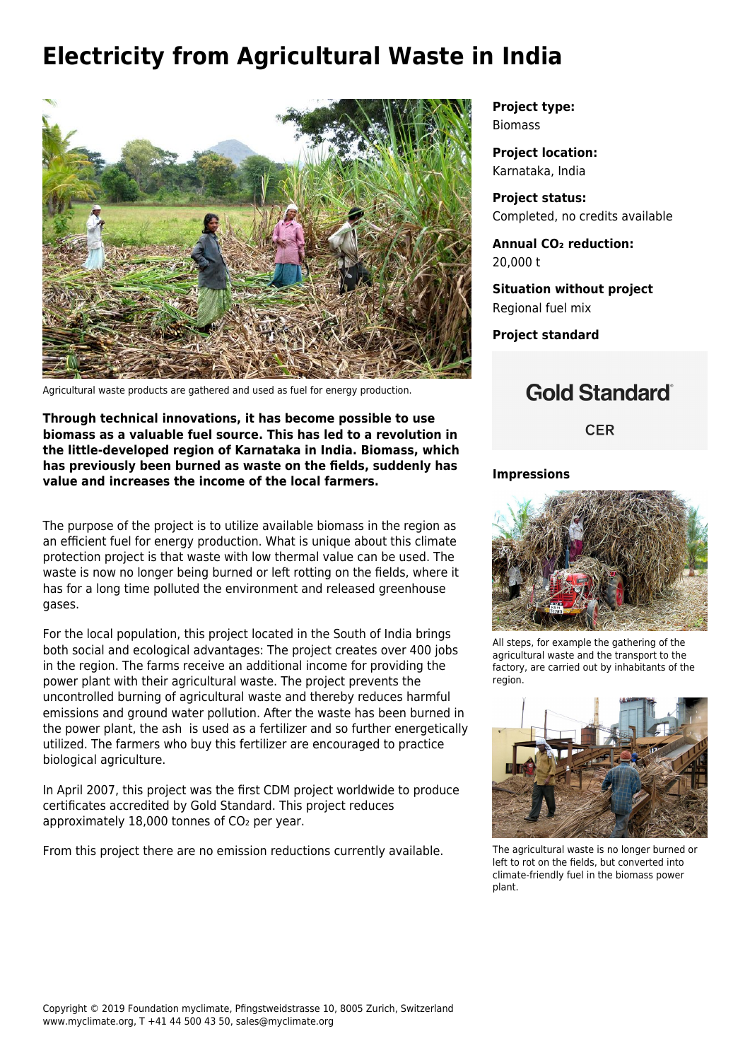# Electricity from Agricultural Waste in India

Agricultural waste products are gathered and used as fuel for energy production.

**Through technical innovations, it has become possible to use biomass as a valuable fuel source. This has led to a revolution in the little-developed region of Karnataka in India. Biomass, which has previously been burned as waste on the fields, suddenly has value and increases the income of the local farmers.**

The purpose of the project is to utilize available biomass in the region as an efficient fuel for energy production. What is unique about this climate protection project is that waste with low thermal value can be used. The waste is now no longer being burned or left rotting on the fields, where it has for a long time polluted the environment and released greenhouse gases.

For the local population, this project located in the South of India brings both social and ecological advantages: The project creates over 400 jobs in the region. The farms receive an additional income for providing the power plant with their agricultural waste. The project prevents the uncontrolled burning of agricultural waste and thereby reduces harmful emissions and ground water pollution. After the waste has been burned in the power plant, the ash is used as a fertilizer and so further energetically utilized. The farmers who buy this fertilizer are encouraged to practice biological agriculture.

In April 2007, this project was the first CDM project worldwide to produce certificates accredited by Gold Standard. This project reduces approximately 18,000 tonnes of $CO_2$ per year.

From this project there are no emission reductions currently available.

**Project type:**
Biomass

**Project location:**
Karnataka, India

**Project status:**
Completed, no credits available

**Annual $CO_2$ reduction:**
20,000 t

**Situation without project**
Regional fuel mix

**Project standard**

Gold Standard®

CER

**Impressions**

All steps, for example the gathering of the agricultural waste and the transport to the factory, are carried out by inhabitants of the region.

The agricultural waste is no longer burned or left to rot on the fields, but converted into climate-friendly fuel in the biomass power plant.

Copyright © 2019 Foundation myclimate, Pfingstweidstrasse 10, 8005 Zurich, Switzerland
www.myclimate.org, T +41 44 500 43 50, sales@myclimate.org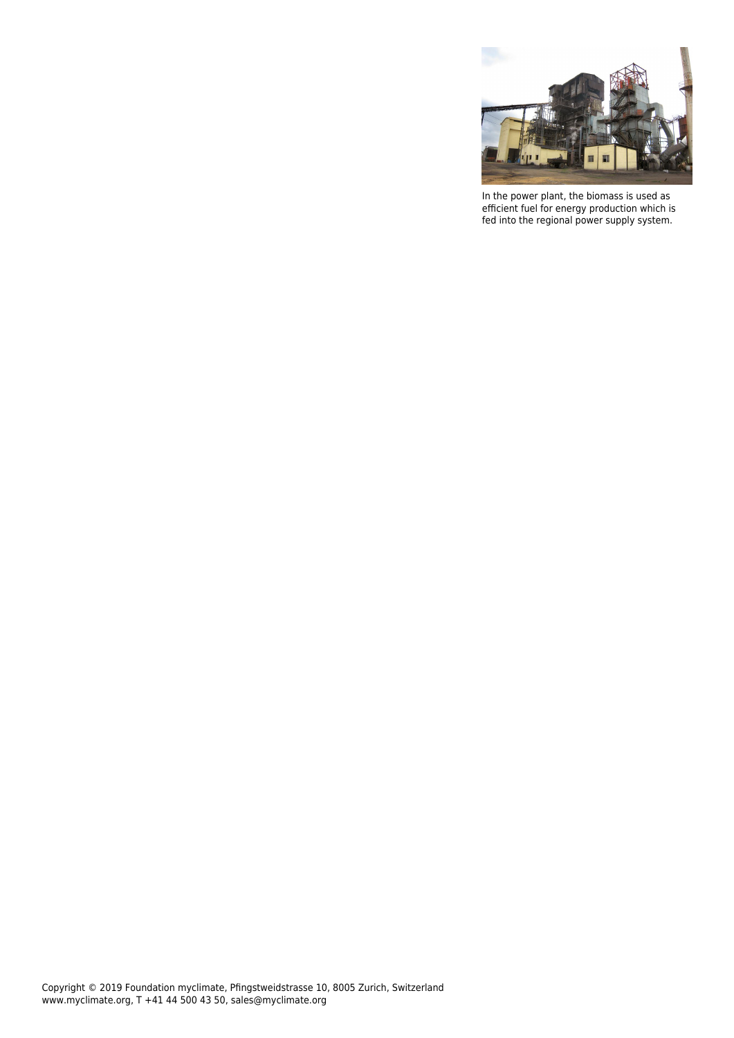In the power plant, the biomass is used as efficient fuel for energy production which is fed into the regional power supply system.

Copyright © 2019 Foundation myclimate, Pfingstweidstrasse 10, 8005 Zurich, Switzerland
www.myclimate.org, T +41 44 500 43 50, sales@myclimate.org